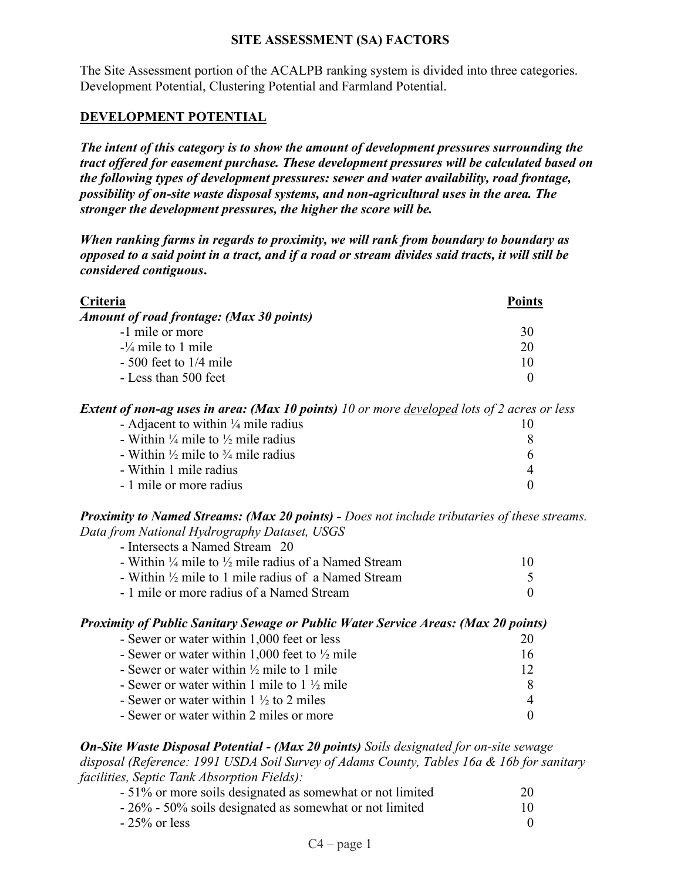**SITE ASSESSMENT (SA) FACTORS**

The Site Assessment portion of the ACALPB ranking system is divided into three categories. Development Potential, Clustering Potential and Farmland Potential.

## DEVELOPMENT POTENTIAL

***The intent of this category is to show the amount of development pressures surrounding the tract offered for easement purchase. These development pressures will be calculated based on the following types of development pressures: sewer and water availability, road frontage, possibility of on-site waste disposal systems, and non-agricultural uses in the area. The stronger the development pressures, the higher the score will be.***

***When ranking farms in regards to proximity, we will rank from boundary to boundary as opposed to a said point in a tract, and if a road or stream divides said tracts, it will still be considered contiguous.***

| Criteria | Points |
|---|---|
| ***Amount of road frontage: (Max 30 points)*** | |
| -1 mile or more | 30 |
| -¼ mile to 1 mile | 20 |
| - 500 feet to 1/4 mile | 10 |
| - Less than 500 feet | 0 |
| ***Extent of non-ag uses in area: (Max 10 points)*** *10 or more developed lots of 2 acres or less* | |
| - Adjacent to within ¼ mile radius | 10 |
| - Within ¼ mile to ½ mile radius | 8 |
| - Within ½ mile to ¾ mile radius | 6 |
| - Within 1 mile radius | 4 |
| - 1 mile or more radius | 0 |
| ***Proximity to Named Streams: (Max 20 points) -*** *Does not include tributaries of these streams. Data from National Hydrography Dataset, USGS* | |
| - Intersects a Named Stream | 20 |
| - Within ¼ mile to ½ mile radius of a Named Stream | 10 |
| - Within ½ mile to 1 mile radius of a Named Stream | 5 |
| - 1 mile or more radius of a Named Stream | 0 |
| ***Proximity of Public Sanitary Sewage or Public Water Service Areas: (Max 20 points)*** | |
| - Sewer or water within 1,000 feet or less | 20 |
| - Sewer or water within 1,000 feet to ½ mile | 16 |
| - Sewer or water within ½ mile to 1 mile | 12 |
| - Sewer or water within 1 mile to 1 ½ mile | 8 |
| - Sewer or water within 1 ½ to 2 miles | 4 |
| - Sewer or water within 2 miles or more | 0 |
| ***On-Site Waste Disposal Potential - (Max 20 points)*** *Soils designated for on-site sewage disposal (Reference: 1991 USDA Soil Survey of Adams County, Tables 16a & 16b for sanitary facilities, Septic Tank Absorption Fields):* | |
| - 51% or more soils designated as somewhat or not limited | 20 |
| - 26% - 50% soils designated as somewhat or not limited | 10 |
| - 25% or less | 0 |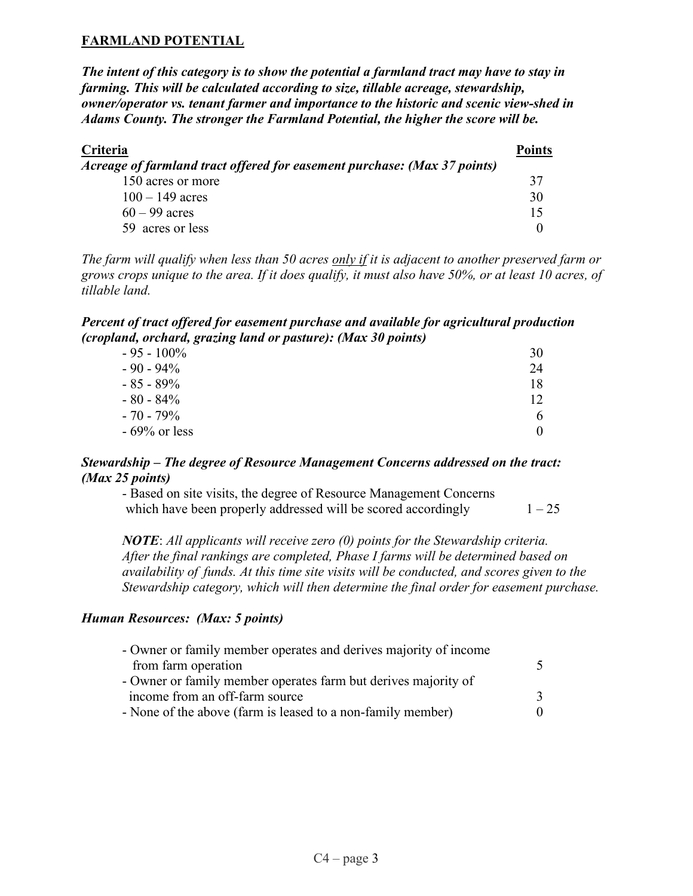## FARMLAND POTENTIAL

***The intent of this category is to show the potential a farmland tract may have to stay in farming. This will be calculated according to size, tillable acreage, stewardship, owner/operator vs. tenant farmer and importance to the historic and scenic view-shed in Adams County. The stronger the Farmland Potential, the higher the score will be.***

| Criteria | Points |
|---|---|
| ***Acreage of farmland tract offered for easement purchase: (Max 37 points)*** | |
| 150 acres or more | 37 |
| 100 – 149 acres | 30 |
| 60 – 99 acres | 15 |
| 59 acres or less | 0 |

*The farm will qualify when less than 50 acres only if it is adjacent to another preserved farm or grows crops unique to the area. If it does qualify, it must also have 50%, or at least 10 acres, of tillable land.*

***Percent of tract offered for easement purchase and available for agricultural production (cropland, orchard, grazing land or pasture): (Max 30 points)***

| | |
|---|---|
| - 95 - 100% | 30 |
| - 90 - 94% | 24 |
| - 85 - 89% | 18 |
| - 80 - 84% | 12 |
| - 70 - 79% | 6 |
| - 69% or less | 0 |

***Stewardship – The degree of Resource Management Concerns addressed on the tract: (Max 25 points)***

| | |
|---|---|
| - Based on site visits, the degree of Resource Management Concerns which have been properly addressed will be scored accordingly | 1 – 25 |

***NOTE***: *All applicants will receive zero (0) points for the Stewardship criteria. After the final rankings are completed, Phase I farms will be determined based on availability of funds. At this time site visits will be conducted, and scores given to the Stewardship category, which will then determine the final order for easement purchase.*

***Human Resources: (Max: 5 points)***

| | |
|---|---|
| - Owner or family member operates and derives majority of income from farm operation | 5 |
| - Owner or family member operates farm but derives majority of income from an off-farm source | 3 |
| - None of the above (farm is leased to a non-family member) | 0 |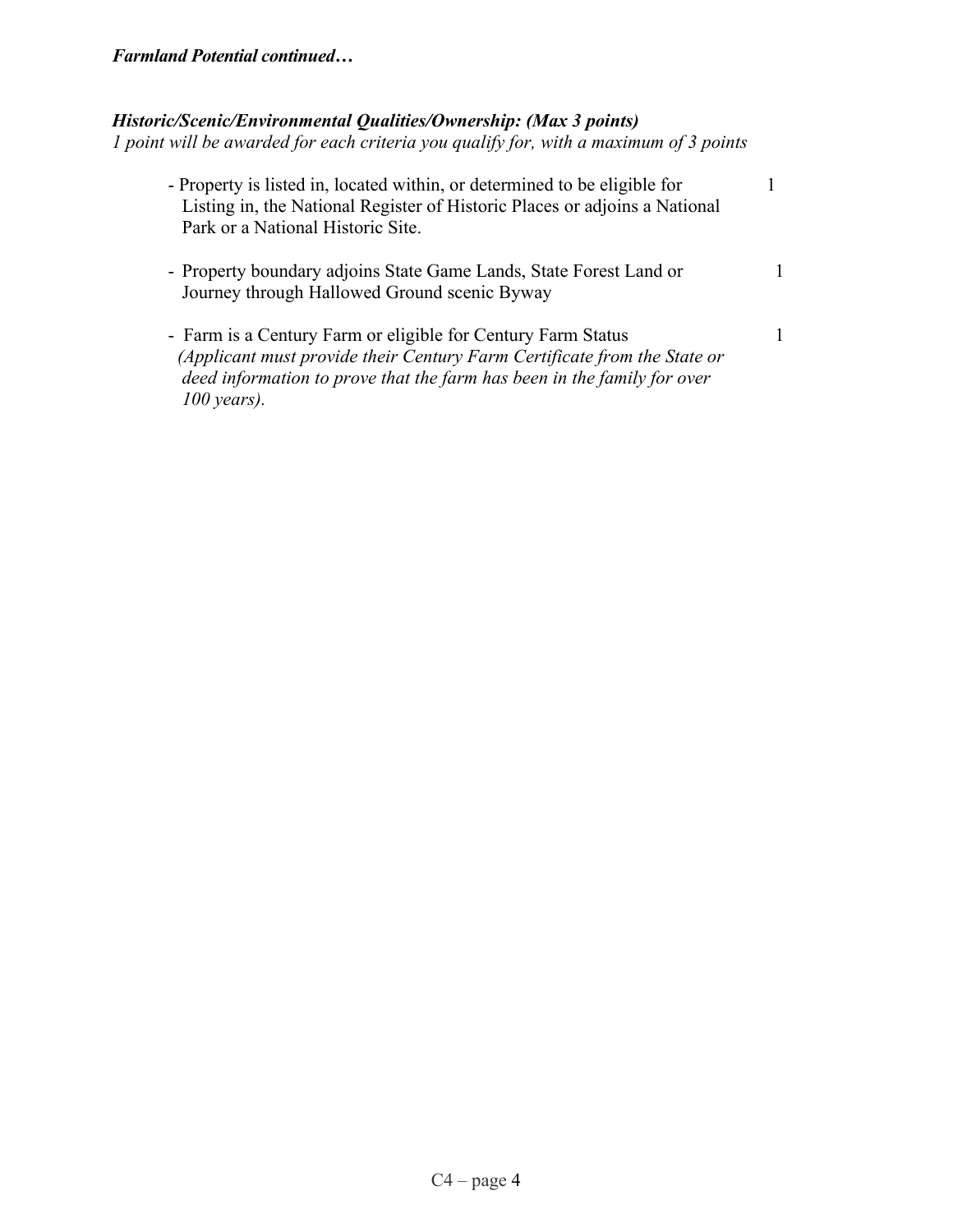***Farmland Potential continued…***

***Historic/Scenic/Environmental Qualities/Ownership: (Max 3 points)***

*1 point will be awarded for each criteria you qualify for, with a maximum of 3 points*

| Criteria | Points |
|---|---|
| - Property is listed in, located within, or determined to be eligible for Listing in, the National Register of Historic Places or adjoins a National Park or a National Historic Site. | 1 |
| - Property boundary adjoins State Game Lands, State Forest Land or Journey through Hallowed Ground scenic Byway | 1 |
| - Farm is a Century Farm or eligible for Century Farm Status *(Applicant must provide their Century Farm Certificate from the State or deed information to prove that the farm has been in the family for over 100 years).* | 1 |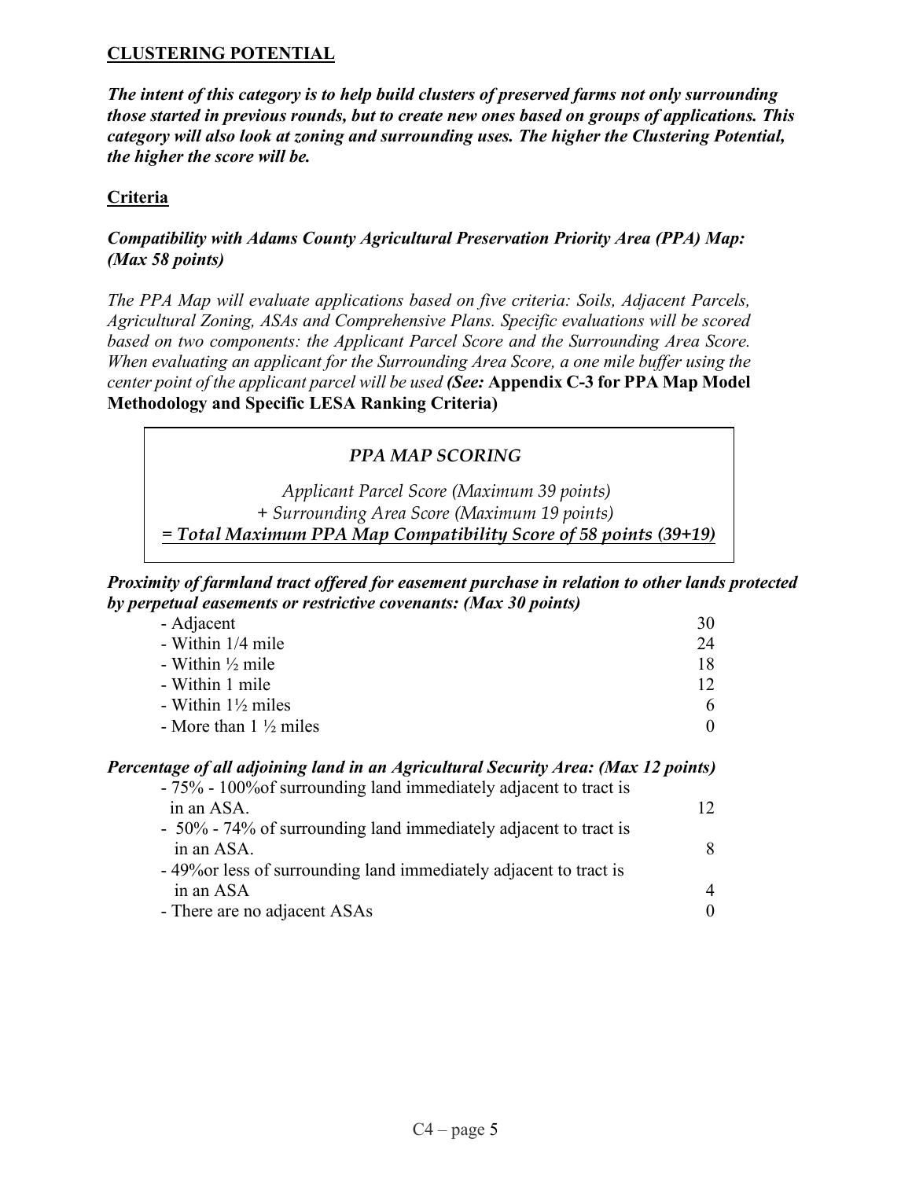## CLUSTERING POTENTIAL

***The intent of this category is to help build clusters of preserved farms not only surrounding those started in previous rounds, but to create new ones based on groups of applications. This category will also look at zoning and surrounding uses. The higher the Clustering Potential, the higher the score will be.***

### Criteria

***Compatibility with Adams County Agricultural Preservation Priority Area (PPA) Map: (Max 58 points)***

*The PPA Map will evaluate applications based on five criteria: Soils, Adjacent Parcels, Agricultural Zoning, ASAs and Comprehensive Plans. Specific evaluations will be scored based on two components: the Applicant Parcel Score and the Surrounding Area Score. When evaluating an applicant for the Surrounding Area Score, a one mile buffer using the center point of the applicant parcel will be used* ***(See:*** **Appendix C-3 for PPA Map Model Methodology and Specific LESA Ranking Criteria)**

> *PPA MAP SCORING*
>
> *Applicant Parcel Score (Maximum 39 points)*
> *+ Surrounding Area Score (Maximum 19 points)*
> ***= Total Maximum PPA Map Compatibility Score of 58 points (39+19)***

***Proximity of farmland tract offered for easement purchase in relation to other lands protected by perpetual easements or restrictive covenants: (Max 30 points)***

| | |
|---|---|
| - Adjacent | 30 |
| - Within 1/4 mile | 24 |
| - Within ½ mile | 18 |
| - Within 1 mile | 12 |
| - Within 1½ miles | 6 |
| - More than 1 ½ miles | 0 |

***Percentage of all adjoining land in an Agricultural Security Area: (Max 12 points)***

| | |
|---|---|
| - 75% - 100%of surrounding land immediately adjacent to tract is in an ASA. | 12 |
| - 50% - 74% of surrounding land immediately adjacent to tract is in an ASA. | 8 |
| - 49%or less of surrounding land immediately adjacent to tract is in an ASA | 4 |
| - There are no adjacent ASAs | 0 |